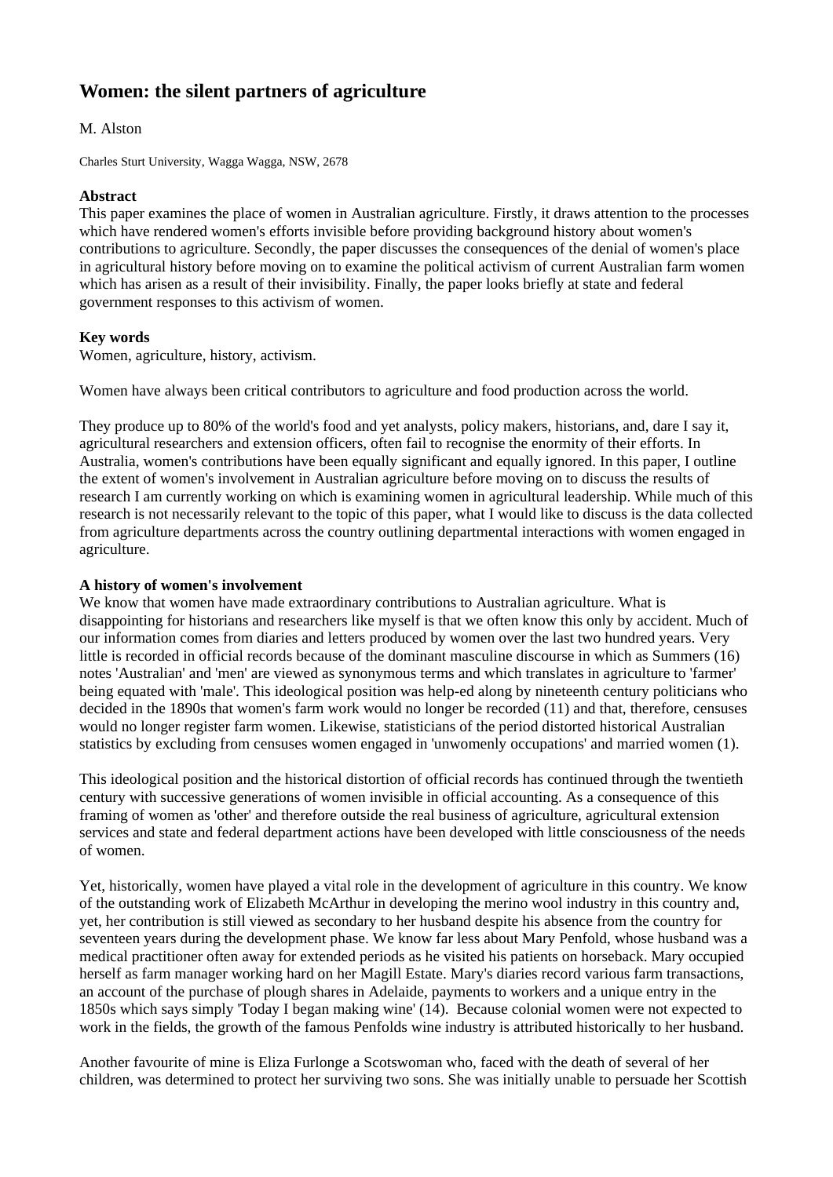# Women: the silent partners of agriculture

M. Alston

Charles Sturt University, Wagga Wagga, NSW, 2678

**Abstract**

This paper examines the place of women in Australian agriculture. Firstly, it draws attention to the processes which have rendered women's efforts invisible before providing background history about women's contributions to agriculture. Secondly, the paper discusses the consequences of the denial of women's place in agricultural history before moving on to examine the political activism of current Australian farm women which has arisen as a result of their invisibility. Finally, the paper looks briefly at state and federal government responses to this activism of women.

**Key words**

Women, agriculture, history, activism.

Women have always been critical contributors to agriculture and food production across the world.

They produce up to 80% of the world's food and yet analysts, policy makers, historians, and, dare I say it, agricultural researchers and extension officers, often fail to recognise the enormity of their efforts. In Australia, women's contributions have been equally significant and equally ignored. In this paper, I outline the extent of women's involvement in Australian agriculture before moving on to discuss the results of research I am currently working on which is examining women in agricultural leadership. While much of this research is not necessarily relevant to the topic of this paper, what I would like to discuss is the data collected from agriculture departments across the country outlining departmental interactions with women engaged in agriculture.

**A history of women's involvement**

We know that women have made extraordinary contributions to Australian agriculture. What is disappointing for historians and researchers like myself is that we often know this only by accident. Much of our information comes from diaries and letters produced by women over the last two hundred years. Very little is recorded in official records because of the dominant masculine discourse in which as Summers (16) notes 'Australian' and 'men' are viewed as synonymous terms and which translates in agriculture to 'farmer' being equated with 'male'. This ideological position was help-ed along by nineteenth century politicians who decided in the 1890s that women's farm work would no longer be recorded (11) and that, therefore, censuses would no longer register farm women. Likewise, statisticians of the period distorted historical Australian statistics by excluding from censuses women engaged in 'unwomenly occupations' and married women (1).

This ideological position and the historical distortion of official records has continued through the twentieth century with successive generations of women invisible in official accounting. As a consequence of this framing of women as 'other' and therefore outside the real business of agriculture, agricultural extension services and state and federal department actions have been developed with little consciousness of the needs of women.

Yet, historically, women have played a vital role in the development of agriculture in this country. We know of the outstanding work of Elizabeth McArthur in developing the merino wool industry in this country and, yet, her contribution is still viewed as secondary to her husband despite his absence from the country for seventeen years during the development phase. We know far less about Mary Penfold, whose husband was a medical practitioner often away for extended periods as he visited his patients on horseback. Mary occupied herself as farm manager working hard on her Magill Estate. Mary's diaries record various farm transactions, an account of the purchase of plough shares in Adelaide, payments to workers and a unique entry in the 1850s which says simply 'Today I began making wine' (14). Because colonial women were not expected to work in the fields, the growth of the famous Penfolds wine industry is attributed historically to her husband.

Another favourite of mine is Eliza Furlonge a Scotswoman who, faced with the death of several of her children, was determined to protect her surviving two sons. She was initially unable to persuade her Scottish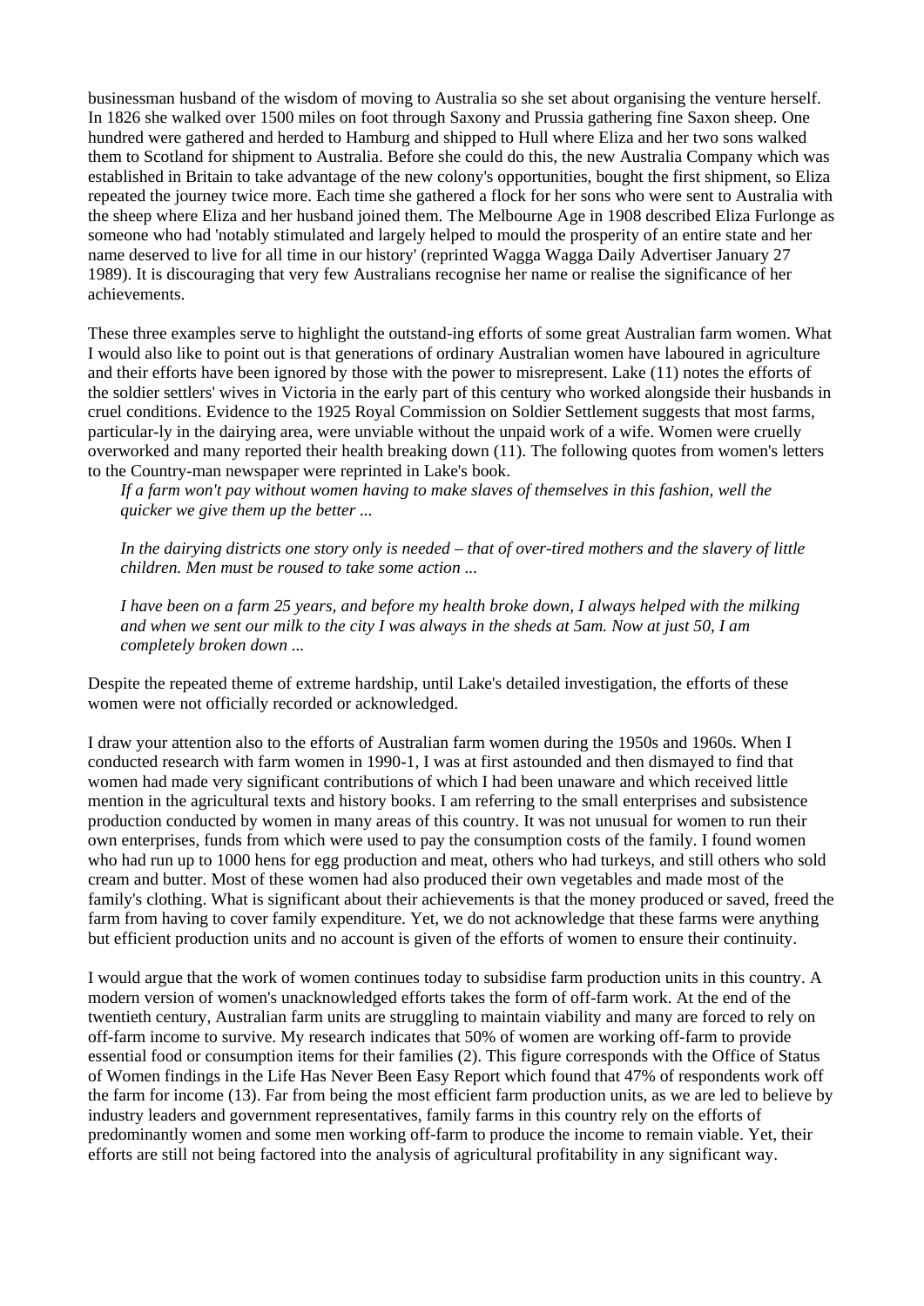businessman husband of the wisdom of moving to Australia so she set about organising the venture herself. In 1826 she walked over 1500 miles on foot through Saxony and Prussia gathering fine Saxon sheep. One hundred were gathered and herded to Hamburg and shipped to Hull where Eliza and her two sons walked them to Scotland for shipment to Australia. Before she could do this, the new Australia Company which was established in Britain to take advantage of the new colony's opportunities, bought the first shipment, so Eliza repeated the journey twice more. Each time she gathered a flock for her sons who were sent to Australia with the sheep where Eliza and her husband joined them. The Melbourne Age in 1908 described Eliza Furlonge as someone who had 'notably stimulated and largely helped to mould the prosperity of an entire state and her name deserved to live for all time in our history' (reprinted Wagga Wagga Daily Advertiser January 27 1989). It is discouraging that very few Australians recognise her name or realise the significance of her achievements.

These three examples serve to highlight the outstand-ing efforts of some great Australian farm women. What I would also like to point out is that generations of ordinary Australian women have laboured in agriculture and their efforts have been ignored by those with the power to misrepresent. Lake (11) notes the efforts of the soldier settlers' wives in Victoria in the early part of this century who worked alongside their husbands in cruel conditions. Evidence to the 1925 Royal Commission on Soldier Settlement suggests that most farms, particular-ly in the dairying area, were unviable without the unpaid work of a wife. Women were cruelly overworked and many reported their health breaking down (11). The following quotes from women's letters to the Country-man newspaper were reprinted in Lake's book.

> *If a farm won't pay without women having to make slaves of themselves in this fashion, well the quicker we give them up the better ...*
>
> *In the dairying districts one story only is needed – that of over-tired mothers and the slavery of little children. Men must be roused to take some action ...*
>
> *I have been on a farm 25 years, and before my health broke down, I always helped with the milking and when we sent our milk to the city I was always in the sheds at 5am. Now at just 50, I am completely broken down ...*

Despite the repeated theme of extreme hardship, until Lake's detailed investigation, the efforts of these women were not officially recorded or acknowledged.

I draw your attention also to the efforts of Australian farm women during the 1950s and 1960s. When I conducted research with farm women in 1990-1, I was at first astounded and then dismayed to find that women had made very significant contributions of which I had been unaware and which received little mention in the agricultural texts and history books. I am referring to the small enterprises and subsistence production conducted by women in many areas of this country. It was not unusual for women to run their own enterprises, funds from which were used to pay the consumption costs of the family. I found women who had run up to 1000 hens for egg production and meat, others who had turkeys, and still others who sold cream and butter. Most of these women had also produced their own vegetables and made most of the family's clothing. What is significant about their achievements is that the money produced or saved, freed the farm from having to cover family expenditure. Yet, we do not acknowledge that these farms were anything but efficient production units and no account is given of the efforts of women to ensure their continuity.

I would argue that the work of women continues today to subsidise farm production units in this country. A modern version of women's unacknowledged efforts takes the form of off-farm work. At the end of the twentieth century, Australian farm units are struggling to maintain viability and many are forced to rely on off-farm income to survive. My research indicates that 50% of women are working off-farm to provide essential food or consumption items for their families (2). This figure corresponds with the Office of Status of Women findings in the Life Has Never Been Easy Report which found that 47% of respondents work off the farm for income (13). Far from being the most efficient farm production units, as we are led to believe by industry leaders and government representatives, family farms in this country rely on the efforts of predominantly women and some men working off-farm to produce the income to remain viable. Yet, their efforts are still not being factored into the analysis of agricultural profitability in any significant way.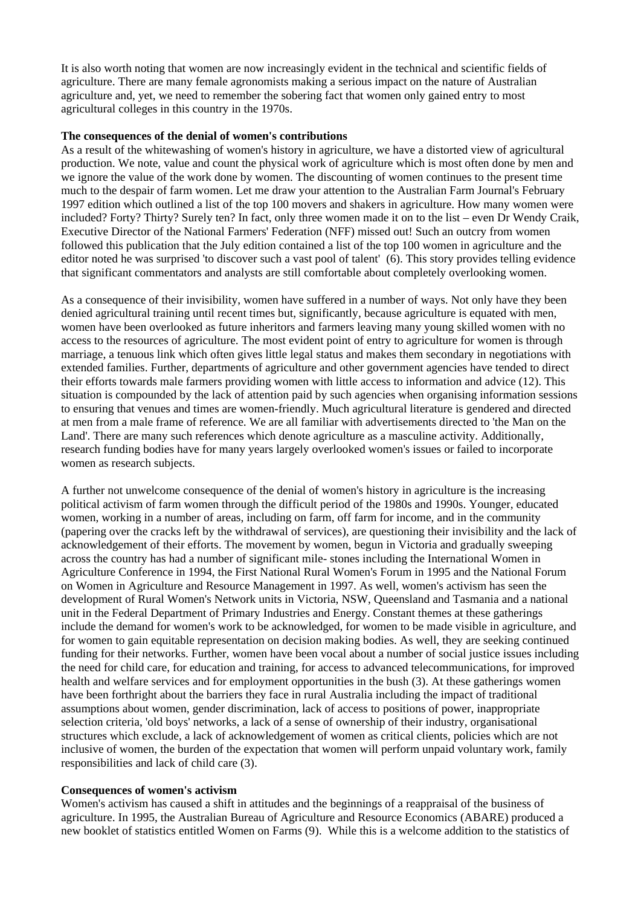It is also worth noting that women are now increasingly evident in the technical and scientific fields of agriculture. There are many female agronomists making a serious impact on the nature of Australian agriculture and, yet, we need to remember the sobering fact that women only gained entry to most agricultural colleges in this country in the 1970s.

**The consequences of the denial of women's contributions**

As a result of the whitewashing of women's history in agriculture, we have a distorted view of agricultural production. We note, value and count the physical work of agriculture which is most often done by men and we ignore the value of the work done by women. The discounting of women continues to the present time much to the despair of farm women. Let me draw your attention to the Australian Farm Journal's February 1997 edition which outlined a list of the top 100 movers and shakers in agriculture. How many women were included? Forty? Thirty? Surely ten? In fact, only three women made it on to the list – even Dr Wendy Craik, Executive Director of the National Farmers' Federation (NFF) missed out! Such an outcry from women followed this publication that the July edition contained a list of the top 100 women in agriculture and the editor noted he was surprised 'to discover such a vast pool of talent' (6). This story provides telling evidence that significant commentators and analysts are still comfortable about completely overlooking women.

As a consequence of their invisibility, women have suffered in a number of ways. Not only have they been denied agricultural training until recent times but, significantly, because agriculture is equated with men, women have been overlooked as future inheritors and farmers leaving many young skilled women with no access to the resources of agriculture. The most evident point of entry to agriculture for women is through marriage, a tenuous link which often gives little legal status and makes them secondary in negotiations with extended families. Further, departments of agriculture and other government agencies have tended to direct their efforts towards male farmers providing women with little access to information and advice (12). This situation is compounded by the lack of attention paid by such agencies when organising information sessions to ensuring that venues and times are women-friendly. Much agricultural literature is gendered and directed at men from a male frame of reference. We are all familiar with advertisements directed to 'the Man on the Land'. There are many such references which denote agriculture as a masculine activity. Additionally, research funding bodies have for many years largely overlooked women's issues or failed to incorporate women as research subjects.

A further not unwelcome consequence of the denial of women's history in agriculture is the increasing political activism of farm women through the difficult period of the 1980s and 1990s. Younger, educated women, working in a number of areas, including on farm, off farm for income, and in the community (papering over the cracks left by the withdrawal of services), are questioning their invisibility and the lack of acknowledgement of their efforts. The movement by women, begun in Victoria and gradually sweeping across the country has had a number of significant mile- stones including the International Women in Agriculture Conference in 1994, the First National Rural Women's Forum in 1995 and the National Forum on Women in Agriculture and Resource Management in 1997. As well, women's activism has seen the development of Rural Women's Network units in Victoria, NSW, Queensland and Tasmania and a national unit in the Federal Department of Primary Industries and Energy. Constant themes at these gatherings include the demand for women's work to be acknowledged, for women to be made visible in agriculture, and for women to gain equitable representation on decision making bodies. As well, they are seeking continued funding for their networks. Further, women have been vocal about a number of social justice issues including the need for child care, for education and training, for access to advanced telecommunications, for improved health and welfare services and for employment opportunities in the bush (3). At these gatherings women have been forthright about the barriers they face in rural Australia including the impact of traditional assumptions about women, gender discrimination, lack of access to positions of power, inappropriate selection criteria, 'old boys' networks, a lack of a sense of ownership of their industry, organisational structures which exclude, a lack of acknowledgement of women as critical clients, policies which are not inclusive of women, the burden of the expectation that women will perform unpaid voluntary work, family responsibilities and lack of child care (3).

**Consequences of women's activism**

Women's activism has caused a shift in attitudes and the beginnings of a reappraisal of the business of agriculture. In 1995, the Australian Bureau of Agriculture and Resource Economics (ABARE) produced a new booklet of statistics entitled Women on Farms (9). While this is a welcome addition to the statistics of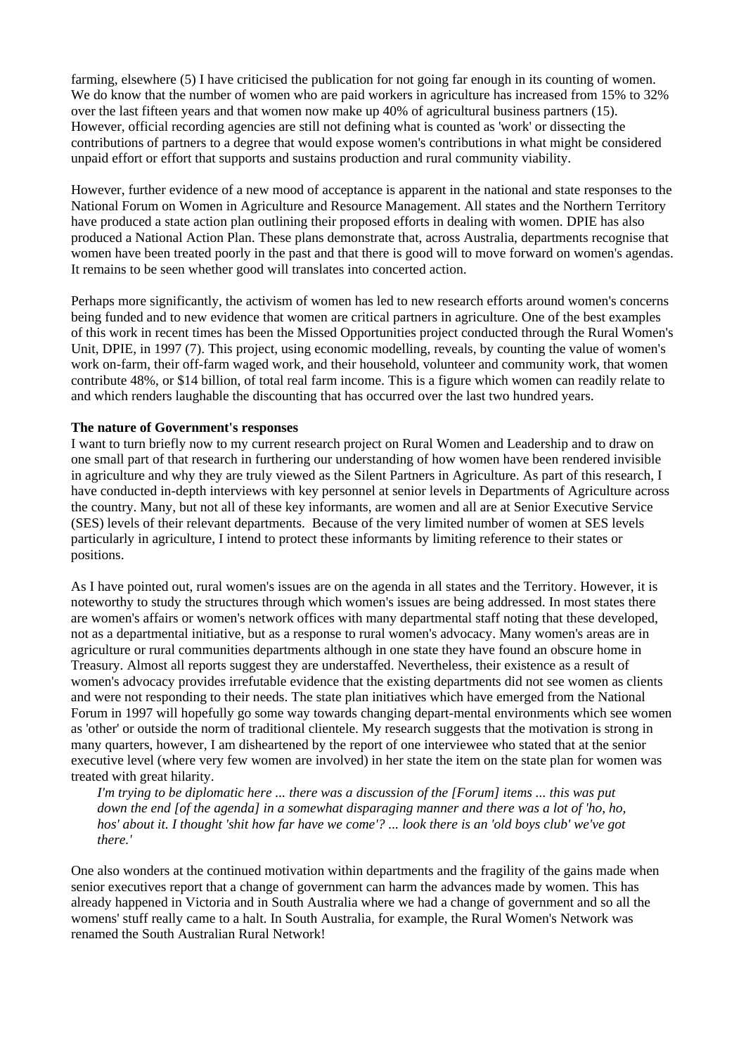farming, elsewhere (5) I have criticised the publication for not going far enough in its counting of women. We do know that the number of women who are paid workers in agriculture has increased from 15% to 32% over the last fifteen years and that women now make up 40% of agricultural business partners (15). However, official recording agencies are still not defining what is counted as 'work' or dissecting the contributions of partners to a degree that would expose women's contributions in what might be considered unpaid effort or effort that supports and sustains production and rural community viability.

However, further evidence of a new mood of acceptance is apparent in the national and state responses to the National Forum on Women in Agriculture and Resource Management. All states and the Northern Territory have produced a state action plan outlining their proposed efforts in dealing with women. DPIE has also produced a National Action Plan. These plans demonstrate that, across Australia, departments recognise that women have been treated poorly in the past and that there is good will to move forward on women's agendas. It remains to be seen whether good will translates into concerted action.

Perhaps more significantly, the activism of women has led to new research efforts around women's concerns being funded and to new evidence that women are critical partners in agriculture. One of the best examples of this work in recent times has been the Missed Opportunities project conducted through the Rural Women's Unit, DPIE, in 1997 (7). This project, using economic modelling, reveals, by counting the value of women's work on-farm, their off-farm waged work, and their household, volunteer and community work, that women contribute 48%, or $14 billion, of total real farm income. This is a figure which women can readily relate to and which renders laughable the discounting that has occurred over the last two hundred years.

**The nature of Government's responses**

I want to turn briefly now to my current research project on Rural Women and Leadership and to draw on one small part of that research in furthering our understanding of how women have been rendered invisible in agriculture and why they are truly viewed as the Silent Partners in Agriculture. As part of this research, I have conducted in-depth interviews with key personnel at senior levels in Departments of Agriculture across the country. Many, but not all of these key informants, are women and all are at Senior Executive Service (SES) levels of their relevant departments. Because of the very limited number of women at SES levels particularly in agriculture, I intend to protect these informants by limiting reference to their states or positions.

As I have pointed out, rural women's issues are on the agenda in all states and the Territory. However, it is noteworthy to study the structures through which women's issues are being addressed. In most states there are women's affairs or women's network offices with many departmental staff noting that these developed, not as a departmental initiative, but as a response to rural women's advocacy. Many women's areas are in agriculture or rural communities departments although in one state they have found an obscure home in Treasury. Almost all reports suggest they are understaffed. Nevertheless, their existence as a result of women's advocacy provides irrefutable evidence that the existing departments did not see women as clients and were not responding to their needs. The state plan initiatives which have emerged from the National Forum in 1997 will hopefully go some way towards changing depart-mental environments which see women as 'other' or outside the norm of traditional clientele. My research suggests that the motivation is strong in many quarters, however, I am disheartened by the report of one interviewee who stated that at the senior executive level (where very few women are involved) in her state the item on the state plan for women was treated with great hilarity.

> *I'm trying to be diplomatic here ... there was a discussion of the [Forum] items ... this was put down the end [of the agenda] in a somewhat disparaging manner and there was a lot of 'ho, ho, hos' about it. I thought 'shit how far have we come'? ... look there is an 'old boys club' we've got there.'*

One also wonders at the continued motivation within departments and the fragility of the gains made when senior executives report that a change of government can harm the advances made by women. This has already happened in Victoria and in South Australia where we had a change of government and so all the womens' stuff really came to a halt. In South Australia, for example, the Rural Women's Network was renamed the South Australian Rural Network!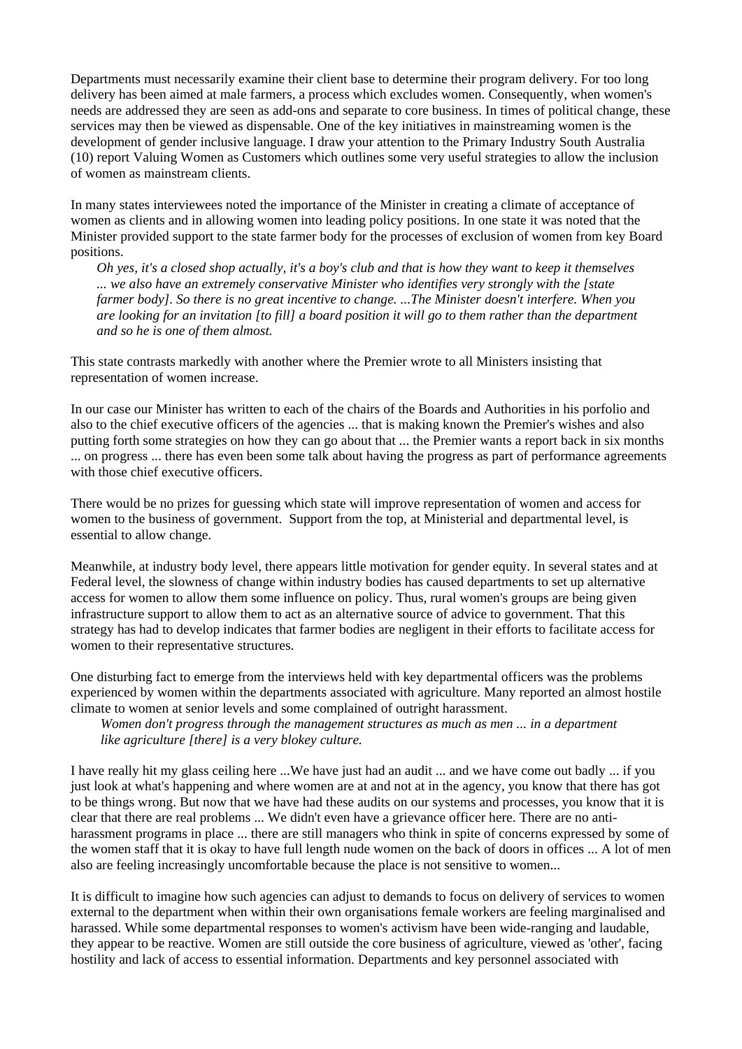Departments must necessarily examine their client base to determine their program delivery. For too long delivery has been aimed at male farmers, a process which excludes women. Consequently, when women's needs are addressed they are seen as add-ons and separate to core business. In times of political change, these services may then be viewed as dispensable. One of the key initiatives in mainstreaming women is the development of gender inclusive language. I draw your attention to the Primary Industry South Australia (10) report Valuing Women as Customers which outlines some very useful strategies to allow the inclusion of women as mainstream clients.

In many states interviewees noted the importance of the Minister in creating a climate of acceptance of women as clients and in allowing women into leading policy positions. In one state it was noted that the Minister provided support to the state farmer body for the processes of exclusion of women from key Board positions.

> *Oh yes, it's a closed shop actually, it's a boy's club and that is how they want to keep it themselves ... we also have an extremely conservative Minister who identifies very strongly with the [state farmer body]. So there is no great incentive to change. ...The Minister doesn't interfere. When you are looking for an invitation [to fill] a board position it will go to them rather than the department and so he is one of them almost.*

This state contrasts markedly with another where the Premier wrote to all Ministers insisting that representation of women increase.

In our case our Minister has written to each of the chairs of the Boards and Authorities in his porfolio and also to the chief executive officers of the agencies ... that is making known the Premier's wishes and also putting forth some strategies on how they can go about that ... the Premier wants a report back in six months ... on progress ... there has even been some talk about having the progress as part of performance agreements with those chief executive officers.

There would be no prizes for guessing which state will improve representation of women and access for women to the business of government. Support from the top, at Ministerial and departmental level, is essential to allow change.

Meanwhile, at industry body level, there appears little motivation for gender equity. In several states and at Federal level, the slowness of change within industry bodies has caused departments to set up alternative access for women to allow them some influence on policy. Thus, rural women's groups are being given infrastructure support to allow them to act as an alternative source of advice to government. That this strategy has had to develop indicates that farmer bodies are negligent in their efforts to facilitate access for women to their representative structures.

One disturbing fact to emerge from the interviews held with key departmental officers was the problems experienced by women within the departments associated with agriculture. Many reported an almost hostile climate to women at senior levels and some complained of outright harassment.

> *Women don't progress through the management structures as much as men ... in a department like agriculture [there] is a very blokey culture.*

I have really hit my glass ceiling here ...We have just had an audit ... and we have come out badly ... if you just look at what's happening and where women are at and not at in the agency, you know that there has got to be things wrong. But now that we have had these audits on our systems and processes, you know that it is clear that there are real problems ... We didn't even have a grievance officer here. There are no anti-harassment programs in place ... there are still managers who think in spite of concerns expressed by some of the women staff that it is okay to have full length nude women on the back of doors in offices ... A lot of men also are feeling increasingly uncomfortable because the place is not sensitive to women...

It is difficult to imagine how such agencies can adjust to demands to focus on delivery of services to women external to the department when within their own organisations female workers are feeling marginalised and harassed. While some departmental responses to women's activism have been wide-ranging and laudable, they appear to be reactive. Women are still outside the core business of agriculture, viewed as 'other', facing hostility and lack of access to essential information. Departments and key personnel associated with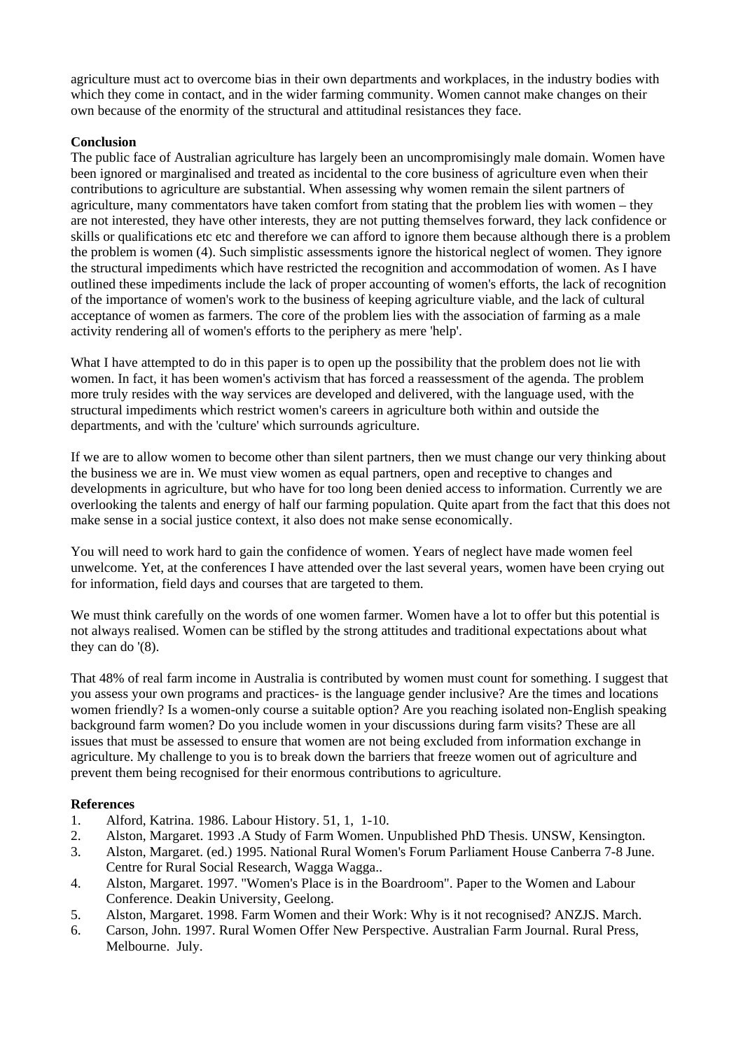agriculture must act to overcome bias in their own departments and workplaces, in the industry bodies with which they come in contact, and in the wider farming community. Women cannot make changes on their own because of the enormity of the structural and attitudinal resistances they face.

**Conclusion**

The public face of Australian agriculture has largely been an uncompromisingly male domain. Women have been ignored or marginalised and treated as incidental to the core business of agriculture even when their contributions to agriculture are substantial. When assessing why women remain the silent partners of agriculture, many commentators have taken comfort from stating that the problem lies with women – they are not interested, they have other interests, they are not putting themselves forward, they lack confidence or skills or qualifications etc etc and therefore we can afford to ignore them because although there is a problem the problem is women (4). Such simplistic assessments ignore the historical neglect of women. They ignore the structural impediments which have restricted the recognition and accommodation of women. As I have outlined these impediments include the lack of proper accounting of women's efforts, the lack of recognition of the importance of women's work to the business of keeping agriculture viable, and the lack of cultural acceptance of women as farmers. The core of the problem lies with the association of farming as a male activity rendering all of women's efforts to the periphery as mere 'help'.

What I have attempted to do in this paper is to open up the possibility that the problem does not lie with women. In fact, it has been women's activism that has forced a reassessment of the agenda. The problem more truly resides with the way services are developed and delivered, with the language used, with the structural impediments which restrict women's careers in agriculture both within and outside the departments, and with the 'culture' which surrounds agriculture.

If we are to allow women to become other than silent partners, then we must change our very thinking about the business we are in. We must view women as equal partners, open and receptive to changes and developments in agriculture, but who have for too long been denied access to information. Currently we are overlooking the talents and energy of half our farming population. Quite apart from the fact that this does not make sense in a social justice context, it also does not make sense economically.

You will need to work hard to gain the confidence of women. Years of neglect have made women feel unwelcome. Yet, at the conferences I have attended over the last several years, women have been crying out for information, field days and courses that are targeted to them.

We must think carefully on the words of one women farmer. Women have a lot to offer but this potential is not always realised. Women can be stifled by the strong attitudes and traditional expectations about what they can do '(8).

That 48% of real farm income in Australia is contributed by women must count for something. I suggest that you assess your own programs and practices- is the language gender inclusive? Are the times and locations women friendly? Is a women-only course a suitable option? Are you reaching isolated non-English speaking background farm women? Do you include women in your discussions during farm visits? These are all issues that must be assessed to ensure that women are not being excluded from information exchange in agriculture. My challenge to you is to break down the barriers that freeze women out of agriculture and prevent them being recognised for their enormous contributions to agriculture.

**References**

1. Alford, Katrina. 1986. Labour History. 51, 1, 1-10.
2. Alston, Margaret. 1993 .A Study of Farm Women. Unpublished PhD Thesis. UNSW, Kensington.
3. Alston, Margaret. (ed.) 1995. National Rural Women's Forum Parliament House Canberra 7-8 June. Centre for Rural Social Research, Wagga Wagga..
4. Alston, Margaret. 1997. "Women's Place is in the Boardroom". Paper to the Women and Labour Conference. Deakin University, Geelong.
5. Alston, Margaret. 1998. Farm Women and their Work: Why is it not recognised? ANZJS. March.
6. Carson, John. 1997. Rural Women Offer New Perspective. Australian Farm Journal. Rural Press, Melbourne. July.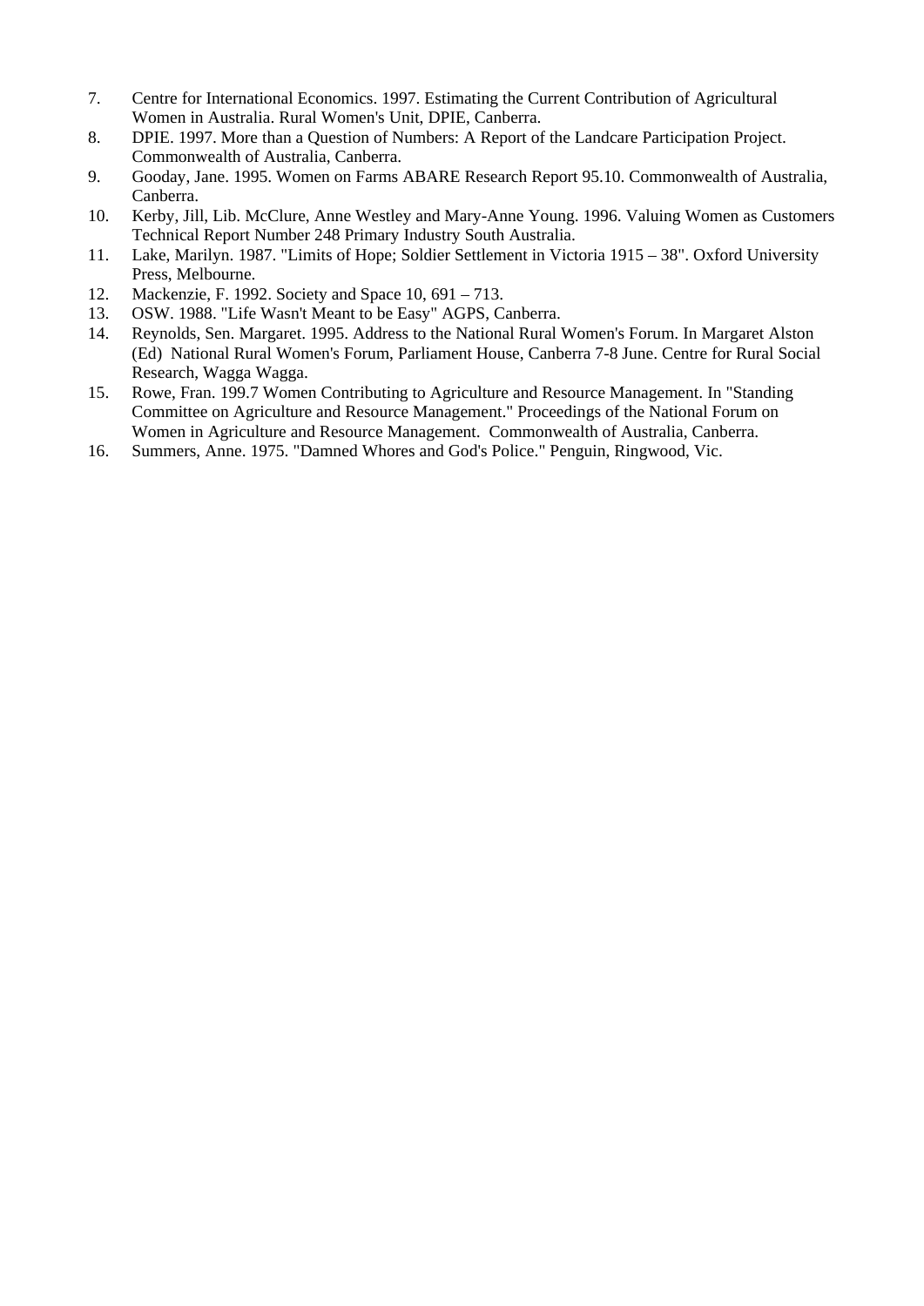7. Centre for International Economics. 1997. Estimating the Current Contribution of Agricultural Women in Australia. Rural Women's Unit, DPIE, Canberra.
8. DPIE. 1997. More than a Question of Numbers: A Report of the Landcare Participation Project. Commonwealth of Australia, Canberra.
9. Gooday, Jane. 1995. Women on Farms ABARE Research Report 95.10. Commonwealth of Australia, Canberra.
10. Kerby, Jill, Lib. McClure, Anne Westley and Mary-Anne Young. 1996. Valuing Women as Customers Technical Report Number 248 Primary Industry South Australia.
11. Lake, Marilyn. 1987. "Limits of Hope; Soldier Settlement in Victoria 1915 – 38". Oxford University Press, Melbourne.
12. Mackenzie, F. 1992. Society and Space 10, 691 – 713.
13. OSW. 1988. "Life Wasn't Meant to be Easy" AGPS, Canberra.
14. Reynolds, Sen. Margaret. 1995. Address to the National Rural Women's Forum. In Margaret Alston (Ed) National Rural Women's Forum, Parliament House, Canberra 7-8 June. Centre for Rural Social Research, Wagga Wagga.
15. Rowe, Fran. 199.7 Women Contributing to Agriculture and Resource Management. In "Standing Committee on Agriculture and Resource Management." Proceedings of the National Forum on Women in Agriculture and Resource Management. Commonwealth of Australia, Canberra.
16. Summers, Anne. 1975. "Damned Whores and God's Police." Penguin, Ringwood, Vic.